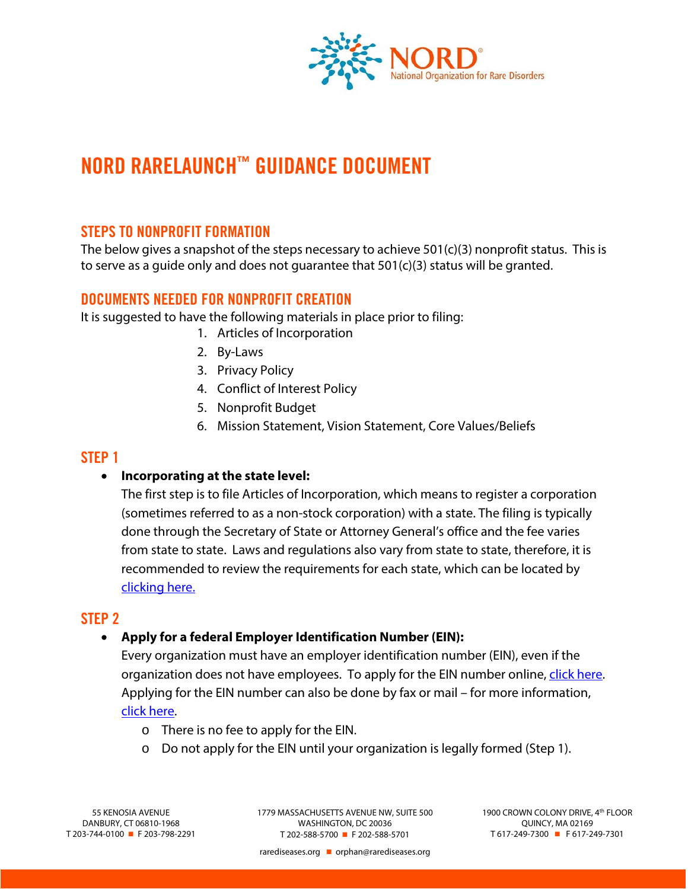# NORD RARELAUNCH™ GUIDANCE DOCUMENT

## STEPS TO NONPROFIT FORMATION

The below gives a snapshot of the steps necessary to achieve 501(c)(3) nonprofit status. This is to serve as a guide only and does not guarantee that 501(c)(3) status will be granted.

## DOCUMENTS NEEDED FOR NONPROFIT CREATION

It is suggested to have the following materials in place prior to filing:

1. Articles of Incorporation
2. By-Laws
3. Privacy Policy
4. Conflict of Interest Policy
5. Nonprofit Budget
6. Mission Statement, Vision Statement, Core Values/Beliefs

## STEP 1

- **Incorporating at the state level:**
  The first step is to file Articles of Incorporation, which means to register a corporation (sometimes referred to as a non-stock corporation) with a state. The filing is typically done through the Secretary of State or Attorney General's office and the fee varies from state to state. Laws and regulations also vary from state to state, therefore, it is recommended to review the requirements for each state, which can be located by clicking here.

## STEP 2

- **Apply for a federal Employer Identification Number (EIN):**
  Every organization must have an employer identification number (EIN), even if the organization does not have employees. To apply for the EIN number online, click here. Applying for the EIN number can also be done by fax or mail – for more information, click here.
  - There is no fee to apply for the EIN.
  - Do not apply for the EIN until your organization is legally formed (Step 1).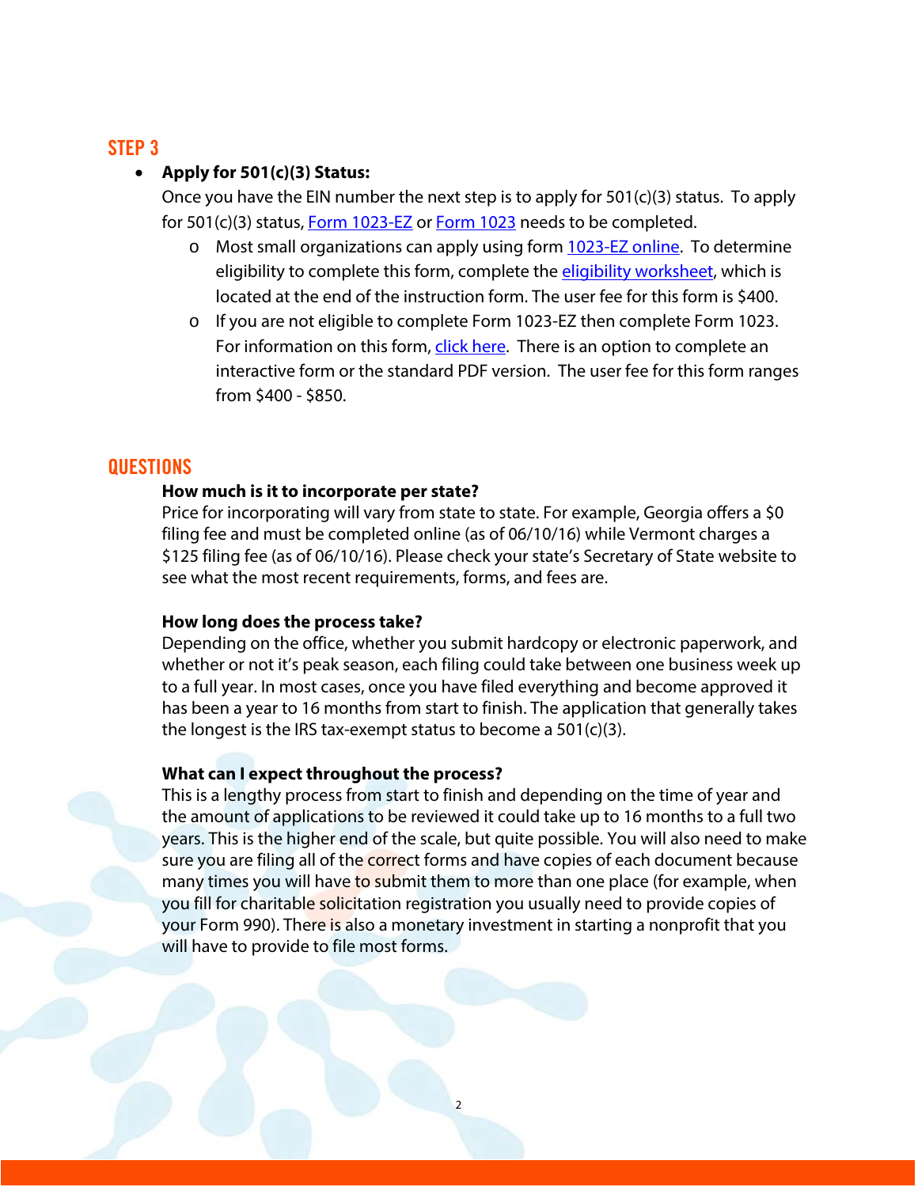## STEP 3

- **Apply for 501(c)(3) Status:**
  Once you have the EIN number the next step is to apply for 501(c)(3) status. To apply for 501(c)(3) status, Form 1023-EZ or Form 1023 needs to be completed.
  - Most small organizations can apply using form 1023-EZ online. To determine eligibility to complete this form, complete the eligibility worksheet, which is located at the end of the instruction form. The user fee for this form is $400.
  - If you are not eligible to complete Form 1023-EZ then complete Form 1023. For information on this form, click here. There is an option to complete an interactive form or the standard PDF version. The user fee for this form ranges from $400 - $850.

## QUESTIONS

**How much is it to incorporate per state?**
Price for incorporating will vary from state to state. For example, Georgia offers a $0 filing fee and must be completed online (as of 06/10/16) while Vermont charges a $125 filing fee (as of 06/10/16). Please check your state's Secretary of State website to see what the most recent requirements, forms, and fees are.

**How long does the process take?**
Depending on the office, whether you submit hardcopy or electronic paperwork, and whether or not it's peak season, each filing could take between one business week up to a full year. In most cases, once you have filed everything and become approved it has been a year to 16 months from start to finish. The application that generally takes the longest is the IRS tax-exempt status to become a 501(c)(3).

**What can I expect throughout the process?**
This is a lengthy process from start to finish and depending on the time of year and the amount of applications to be reviewed it could take up to 16 months to a full two years. This is the higher end of the scale, but quite possible. You will also need to make sure you are filing all of the correct forms and have copies of each document because many times you will have to submit them to more than one place (for example, when you fill for charitable solicitation registration you usually need to provide copies of your Form 990). There is also a monetary investment in starting a nonprofit that you will have to provide to file most forms.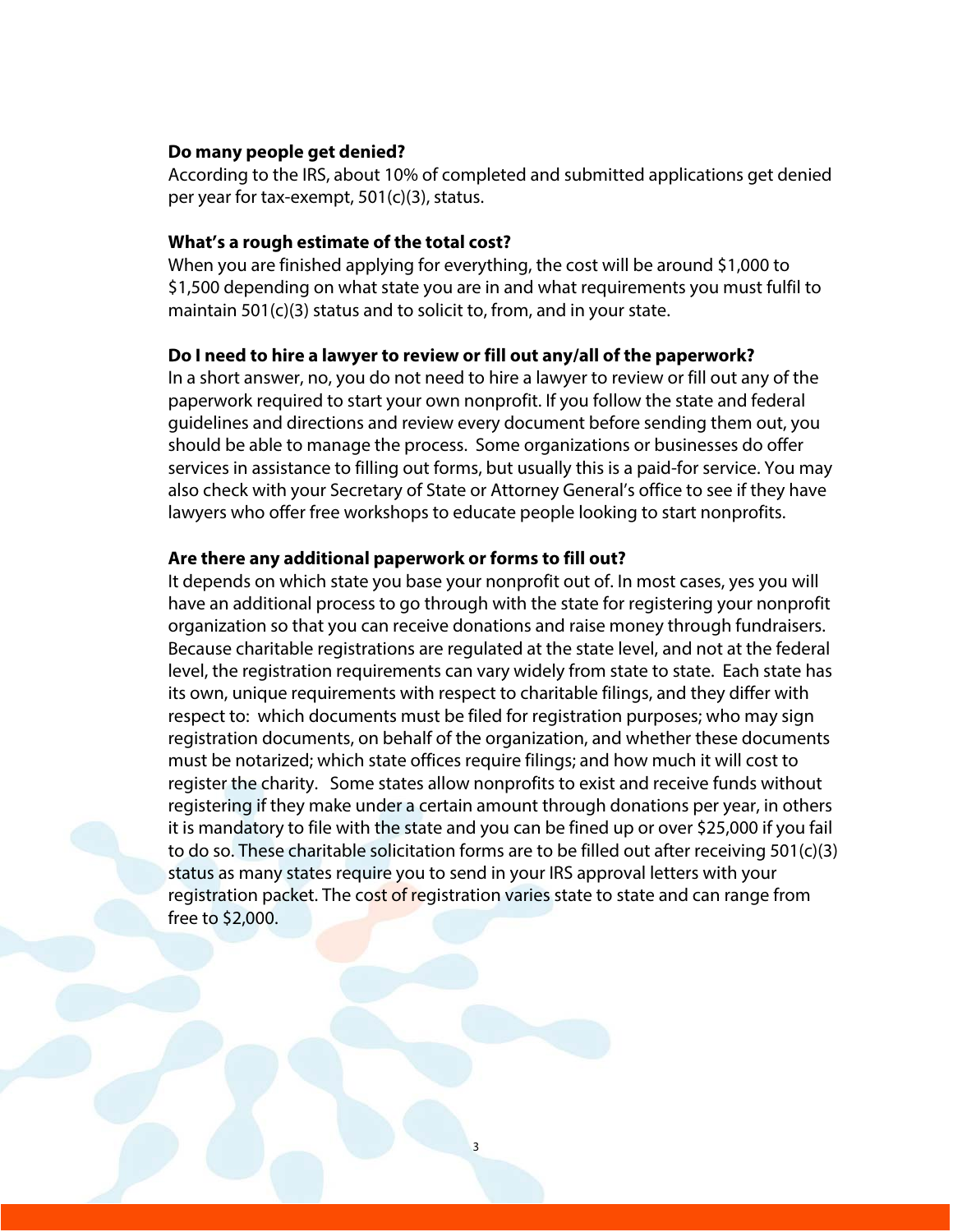**Do many people get denied?**

According to the IRS, about 10% of completed and submitted applications get denied per year for tax-exempt, 501(c)(3), status.

**What's a rough estimate of the total cost?**

When you are finished applying for everything, the cost will be around $1,000 to $1,500 depending on what state you are in and what requirements you must fulfil to maintain 501(c)(3) status and to solicit to, from, and in your state.

**Do I need to hire a lawyer to review or fill out any/all of the paperwork?**

In a short answer, no, you do not need to hire a lawyer to review or fill out any of the paperwork required to start your own nonprofit. If you follow the state and federal guidelines and directions and review every document before sending them out, you should be able to manage the process. Some organizations or businesses do offer services in assistance to filling out forms, but usually this is a paid-for service. You may also check with your Secretary of State or Attorney General's office to see if they have lawyers who offer free workshops to educate people looking to start nonprofits.

**Are there any additional paperwork or forms to fill out?**

It depends on which state you base your nonprofit out of. In most cases, yes you will have an additional process to go through with the state for registering your nonprofit organization so that you can receive donations and raise money through fundraisers. Because charitable registrations are regulated at the state level, and not at the federal level, the registration requirements can vary widely from state to state. Each state has its own, unique requirements with respect to charitable filings, and they differ with respect to: which documents must be filed for registration purposes; who may sign registration documents, on behalf of the organization, and whether these documents must be notarized; which state offices require filings; and how much it will cost to register the charity. Some states allow nonprofits to exist and receive funds without registering if they make under a certain amount through donations per year, in others it is mandatory to file with the state and you can be fined up or over $25,000 if you fail to do so. These charitable solicitation forms are to be filled out after receiving 501(c)(3) status as many states require you to send in your IRS approval letters with your registration packet. The cost of registration varies state to state and can range from free to $2,000.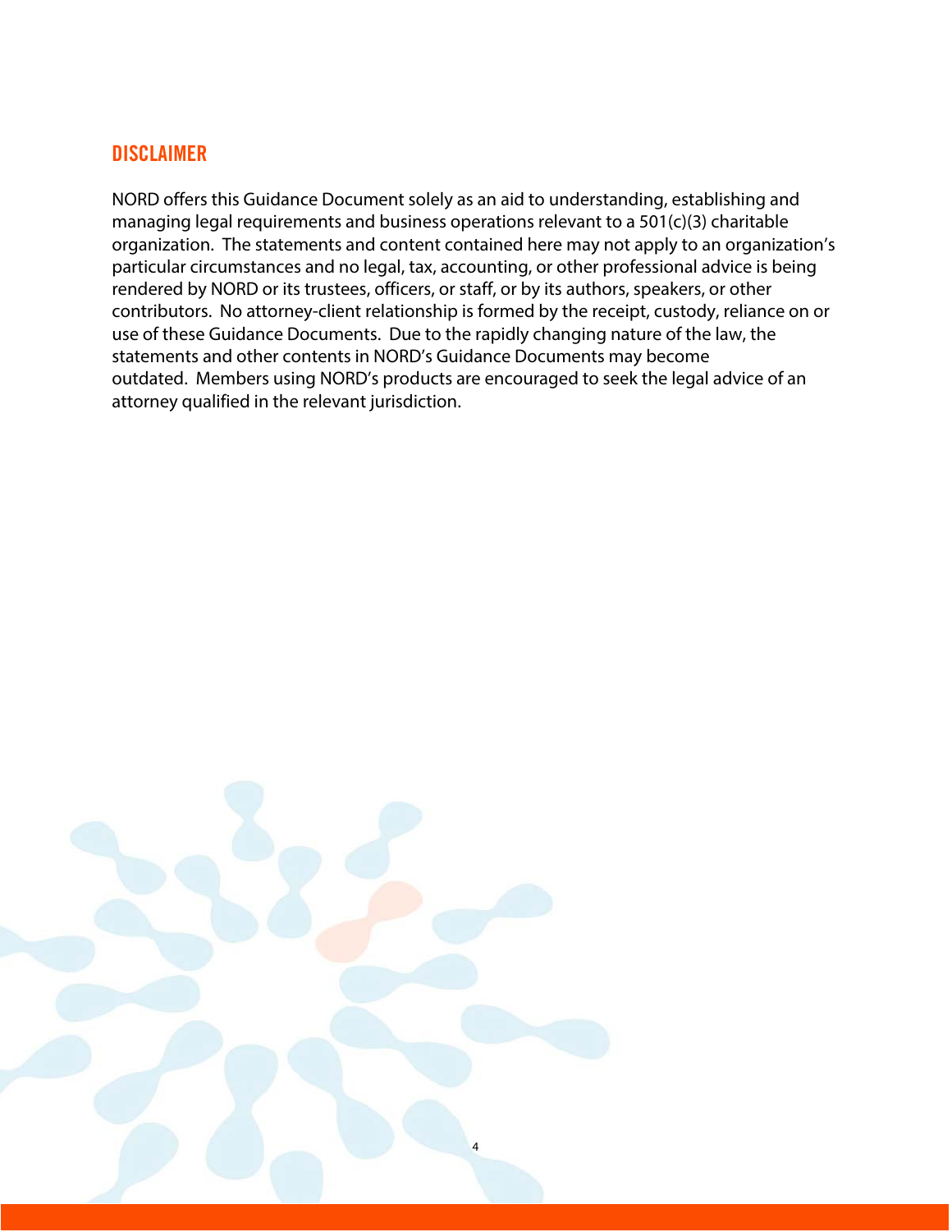## DISCLAIMER

NORD offers this Guidance Document solely as an aid to understanding, establishing and managing legal requirements and business operations relevant to a 501(c)(3) charitable organization. The statements and content contained here may not apply to an organization's particular circumstances and no legal, tax, accounting, or other professional advice is being rendered by NORD or its trustees, officers, or staff, or by its authors, speakers, or other contributors. No attorney-client relationship is formed by the receipt, custody, reliance on or use of these Guidance Documents. Due to the rapidly changing nature of the law, the statements and other contents in NORD's Guidance Documents may become outdated. Members using NORD's products are encouraged to seek the legal advice of an attorney qualified in the relevant jurisdiction.